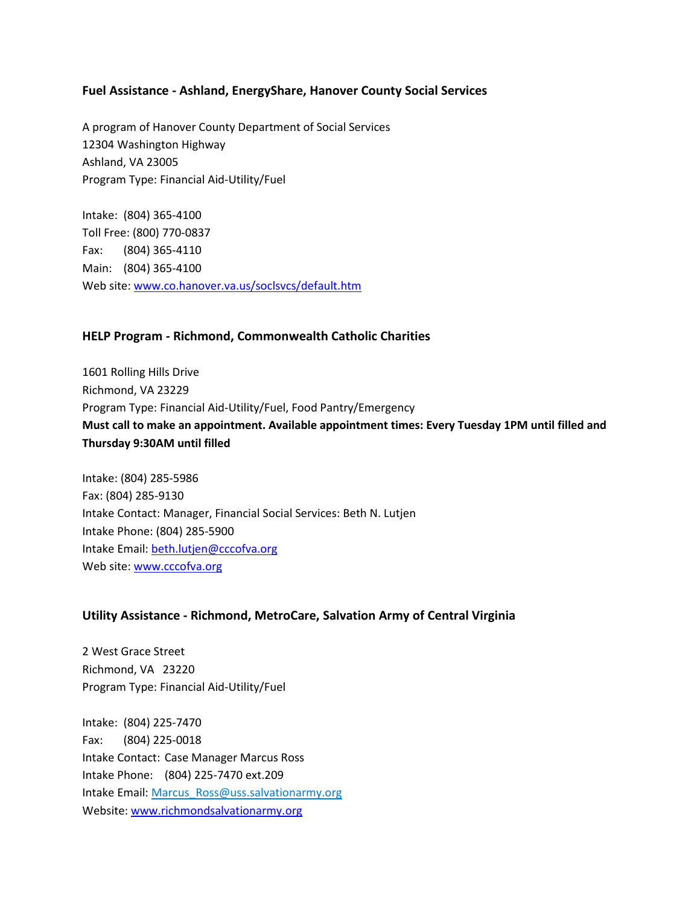### Fuel Assistance - Ashland, EnergyShare, Hanover County Social Services

A program of Hanover County Department of Social Services
12304 Washington Highway
Ashland, VA 23005
Program Type: Financial Aid-Utility/Fuel

Intake: (804) 365-4100
Toll Free: (800) 770-0837
Fax: (804) 365-4110
Main: (804) 365-4100
Web site: www.co.hanover.va.us/soclsvcs/default.htm

### HELP Program - Richmond, Commonwealth Catholic Charities

1601 Rolling Hills Drive
Richmond, VA 23229
Program Type: Financial Aid-Utility/Fuel, Food Pantry/Emergency
**Must call to make an appointment. Available appointment times: Every Tuesday 1PM until filled and Thursday 9:30AM until filled**

Intake: (804) 285-5986
Fax: (804) 285-9130
Intake Contact: Manager, Financial Social Services: Beth N. Lutjen
Intake Phone: (804) 285-5900
Intake Email: beth.lutjen@cccofva.org
Web site: www.cccofva.org

### Utility Assistance - Richmond, MetroCare, Salvation Army of Central Virginia

2 West Grace Street
Richmond, VA 23220
Program Type: Financial Aid-Utility/Fuel

Intake: (804) 225-7470
Fax: (804) 225-0018
Intake Contact: Case Manager Marcus Ross
Intake Phone: (804) 225-7470 ext.209
Intake Email: Marcus_Ross@uss.salvationarmy.org
Website: www.richmondsalvationarmy.org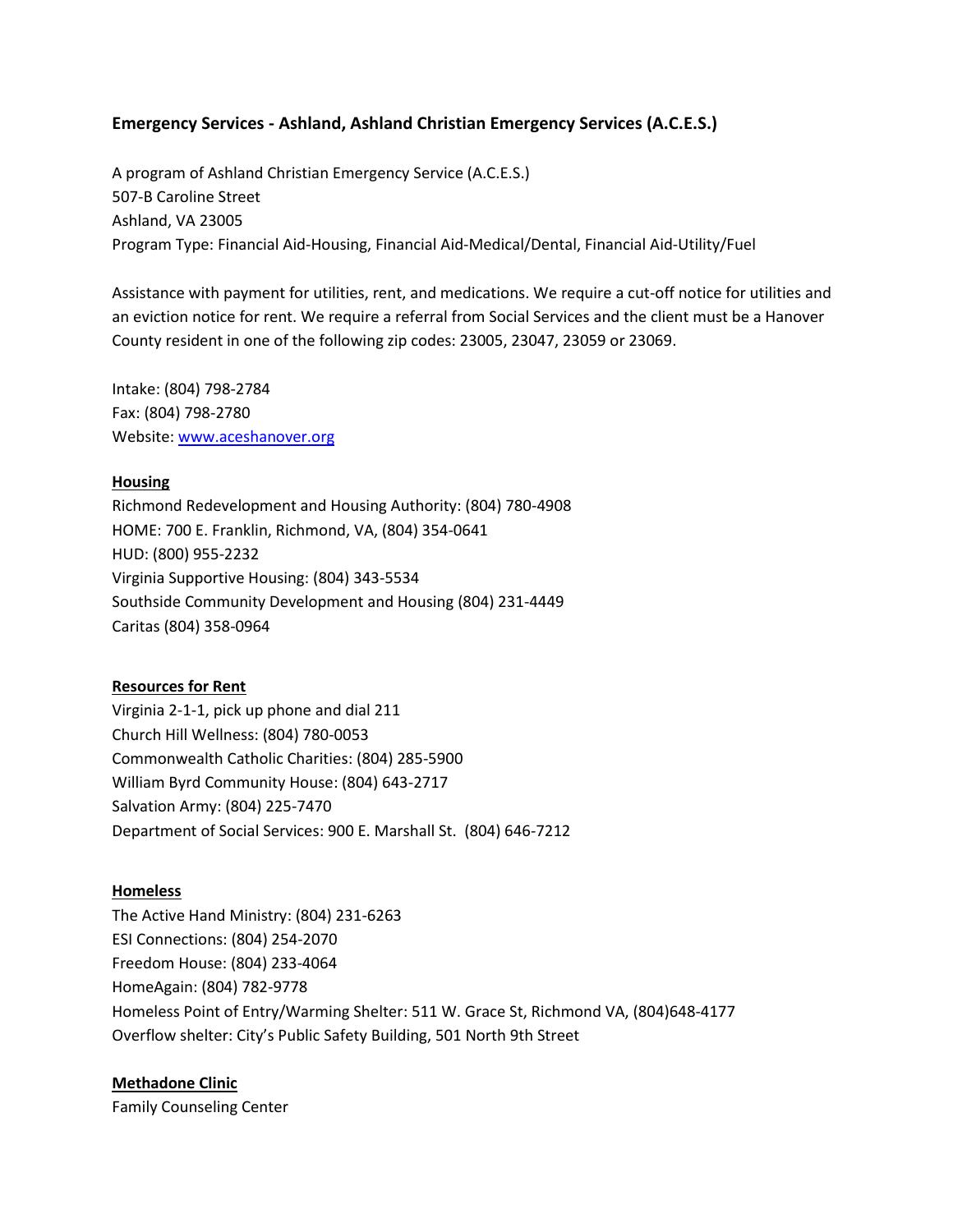**Emergency Services - Ashland, Ashland Christian Emergency Services (A.C.E.S.)**

A program of Ashland Christian Emergency Service (A.C.E.S.)
507-B Caroline Street
Ashland, VA 23005
Program Type: Financial Aid-Housing, Financial Aid-Medical/Dental, Financial Aid-Utility/Fuel

Assistance with payment for utilities, rent, and medications. We require a cut-off notice for utilities and an eviction notice for rent. We require a referral from Social Services and the client must be a Hanover County resident in one of the following zip codes: 23005, 23047, 23059 or 23069.

Intake: (804) 798-2784
Fax: (804) 798-2780
Website: [www.aceshanover.org](http://www.aceshanover.org)

**Housing**

Richmond Redevelopment and Housing Authority: (804) 780-4908
HOME: 700 E. Franklin, Richmond, VA, (804) 354-0641
HUD: (800) 955-2232
Virginia Supportive Housing: (804) 343-5534
Southside Community Development and Housing (804) 231-4449
Caritas (804) 358-0964

**Resources for Rent**

Virginia 2-1-1, pick up phone and dial 211
Church Hill Wellness: (804) 780-0053
Commonwealth Catholic Charities: (804) 285-5900
William Byrd Community House: (804) 643-2717
Salvation Army: (804) 225-7470
Department of Social Services: 900 E. Marshall St. (804) 646-7212

**Homeless**

The Active Hand Ministry: (804) 231-6263
ESI Connections: (804) 254-2070
Freedom House: (804) 233-4064
HomeAgain: (804) 782-9778
Homeless Point of Entry/Warming Shelter: 511 W. Grace St, Richmond VA, (804)648-4177
Overflow shelter: City's Public Safety Building, 501 North 9th Street

**Methadone Clinic**

Family Counseling Center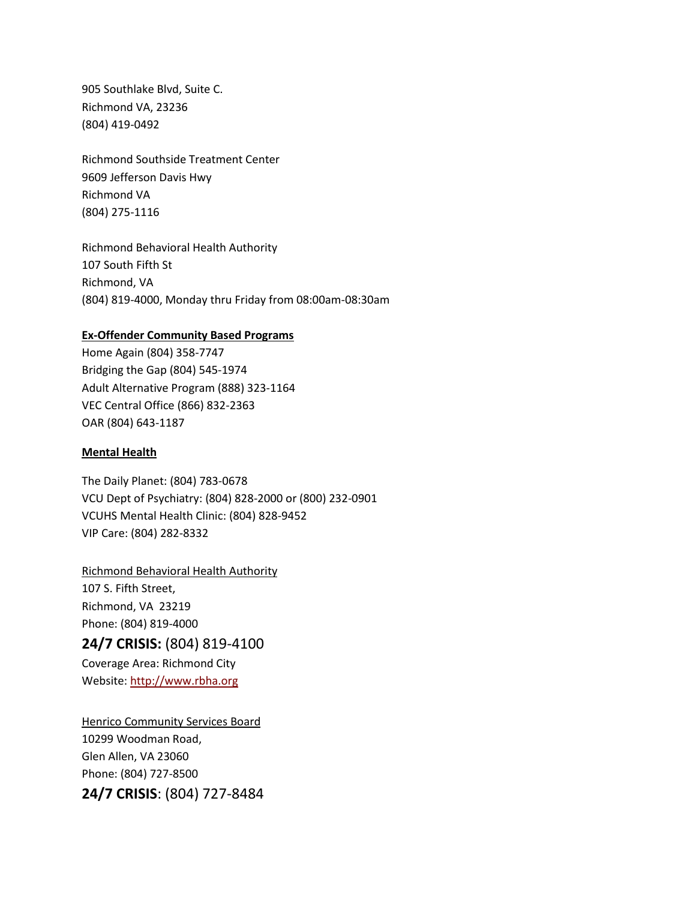905 Southlake Blvd, Suite C.
Richmond VA, 23236
(804) 419-0492

Richmond Southside Treatment Center
9609 Jefferson Davis Hwy
Richmond VA
(804) 275-1116

Richmond Behavioral Health Authority
107 South Fifth St
Richmond, VA
(804) 819-4000, Monday thru Friday from 08:00am-08:30am

**Ex-Offender Community Based Programs**

Home Again (804) 358-7747
Bridging the Gap (804) 545-1974
Adult Alternative Program (888) 323-1164
VEC Central Office (866) 832-2363
OAR (804) 643-1187

**Mental Health**

The Daily Planet: (804) 783-0678
VCU Dept of Psychiatry: (804) 828-2000 or (800) 232-0901
VCUHS Mental Health Clinic: (804) 828-9452
VIP Care: (804) 282-8332

Richmond Behavioral Health Authority
107 S. Fifth Street,
Richmond, VA 23219
Phone: (804) 819-4000

**24/7 CRISIS:** (804) 819-4100

Coverage Area: Richmond City
Website: [http://www.rbha.org](http://www.rbha.org)

Henrico Community Services Board
10299 Woodman Road,
Glen Allen, VA 23060
Phone: (804) 727-8500

**24/7 CRISIS**: (804) 727-8484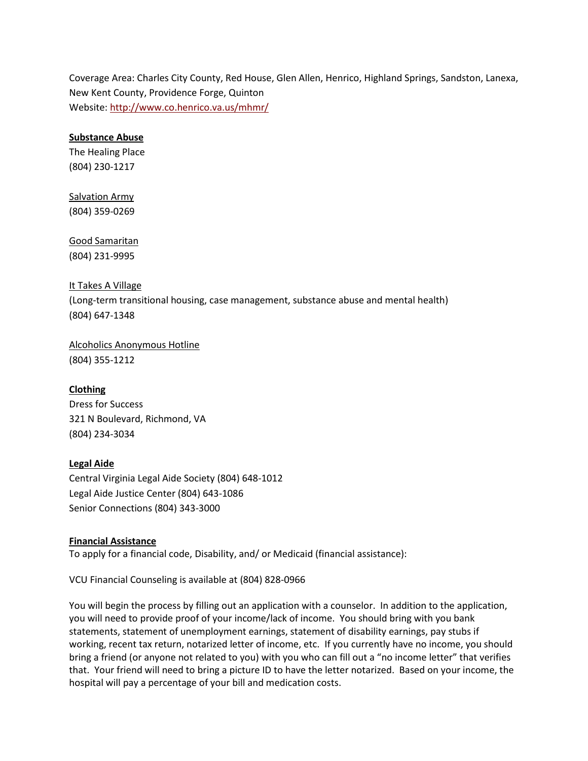Coverage Area: Charles City County, Red House, Glen Allen, Henrico, Highland Springs, Sandston, Lanexa, New Kent County, Providence Forge, Quinton
Website: http://www.co.henrico.va.us/mhmr/

**Substance Abuse**

The Healing Place
(804) 230-1217

Salvation Army
(804) 359-0269

Good Samaritan
(804) 231-9995

It Takes A Village
(Long-term transitional housing, case management, substance abuse and mental health)
(804) 647-1348

Alcoholics Anonymous Hotline
(804) 355-1212

**Clothing**

Dress for Success
321 N Boulevard, Richmond, VA
(804) 234-3034

**Legal Aide**

Central Virginia Legal Aide Society (804) 648-1012
Legal Aide Justice Center (804) 643-1086
Senior Connections (804) 343-3000

**Financial Assistance**

To apply for a financial code, Disability, and/ or Medicaid (financial assistance):

VCU Financial Counseling is available at (804) 828-0966

You will begin the process by filling out an application with a counselor. In addition to the application, you will need to provide proof of your income/lack of income. You should bring with you bank statements, statement of unemployment earnings, statement of disability earnings, pay stubs if working, recent tax return, notarized letter of income, etc. If you currently have no income, you should bring a friend (or anyone not related to you) with you who can fill out a "no income letter" that verifies that. Your friend will need to bring a picture ID to have the letter notarized. Based on your income, the hospital will pay a percentage of your bill and medication costs.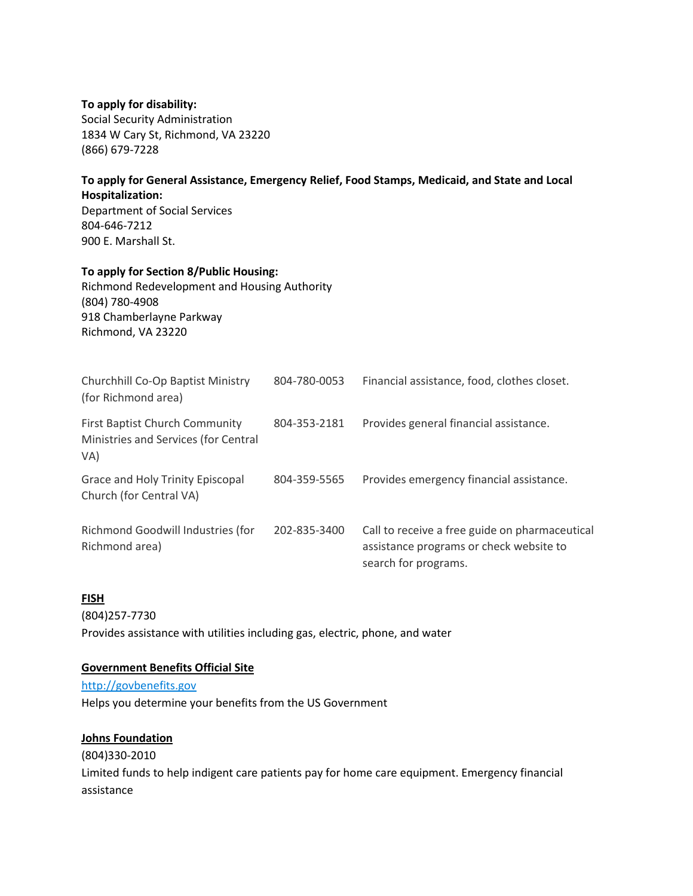**To apply for disability:**
Social Security Administration
1834 W Cary St, Richmond, VA 23220
(866) 679-7228

**To apply for General Assistance, Emergency Relief, Food Stamps, Medicaid, and State and Local Hospitalization:**
Department of Social Services
804-646-7212
900 E. Marshall St.

**To apply for Section 8/Public Housing:**
Richmond Redevelopment and Housing Authority
(804) 780-4908
918 Chamberlayne Parkway
Richmond, VA 23220

| | | |
|---|---|---|
| Churchhill Co-Op Baptist Ministry (for Richmond area) | 804-780-0053 | Financial assistance, food, clothes closet. |
| First Baptist Church Community Ministries and Services (for Central VA) | 804-353-2181 | Provides general financial assistance. |
| Grace and Holy Trinity Episcopal Church (for Central VA) | 804-359-5565 | Provides emergency financial assistance. |
| Richmond Goodwill Industries (for Richmond area) | 202-835-3400 | Call to receive a free guide on pharmaceutical assistance programs or check website to search for programs. |

**FISH**
(804)257-7730
Provides assistance with utilities including gas, electric, phone, and water

**Government Benefits Official Site**
[http://govbenefits.gov](http://govbenefits.gov)
Helps you determine your benefits from the US Government

**Johns Foundation**
(804)330-2010
Limited funds to help indigent care patients pay for home care equipment. Emergency financial assistance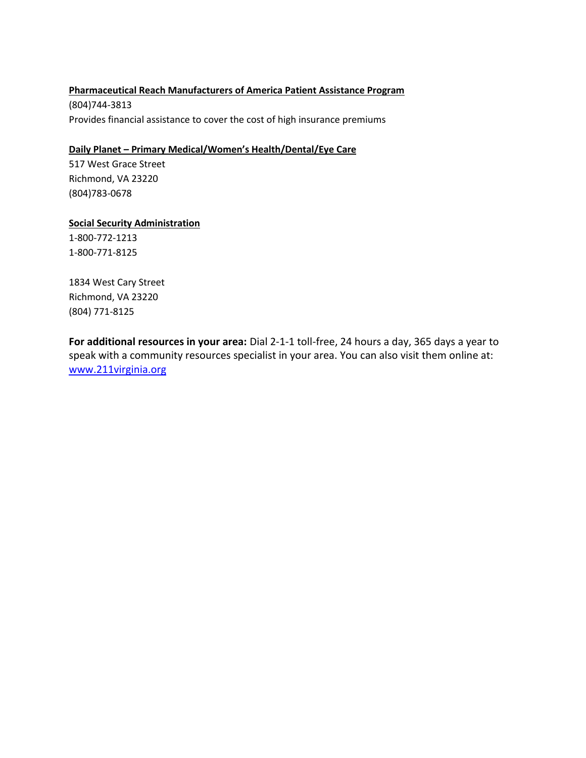**Pharmaceutical Reach Manufacturers of America Patient Assistance Program**

(804)744-3813
Provides financial assistance to cover the cost of high insurance premiums

**Daily Planet – Primary Medical/Women's Health/Dental/Eye Care**

517 West Grace Street
Richmond, VA 23220
(804)783-0678

**Social Security Administration**

1-800-772-1213
1-800-771-8125

1834 West Cary Street
Richmond, VA 23220
(804) 771-8125

**For additional resources in your area:** Dial 2-1-1 toll-free, 24 hours a day, 365 days a year to speak with a community resources specialist in your area. You can also visit them online at: [www.211virginia.org](http://www.211virginia.org)